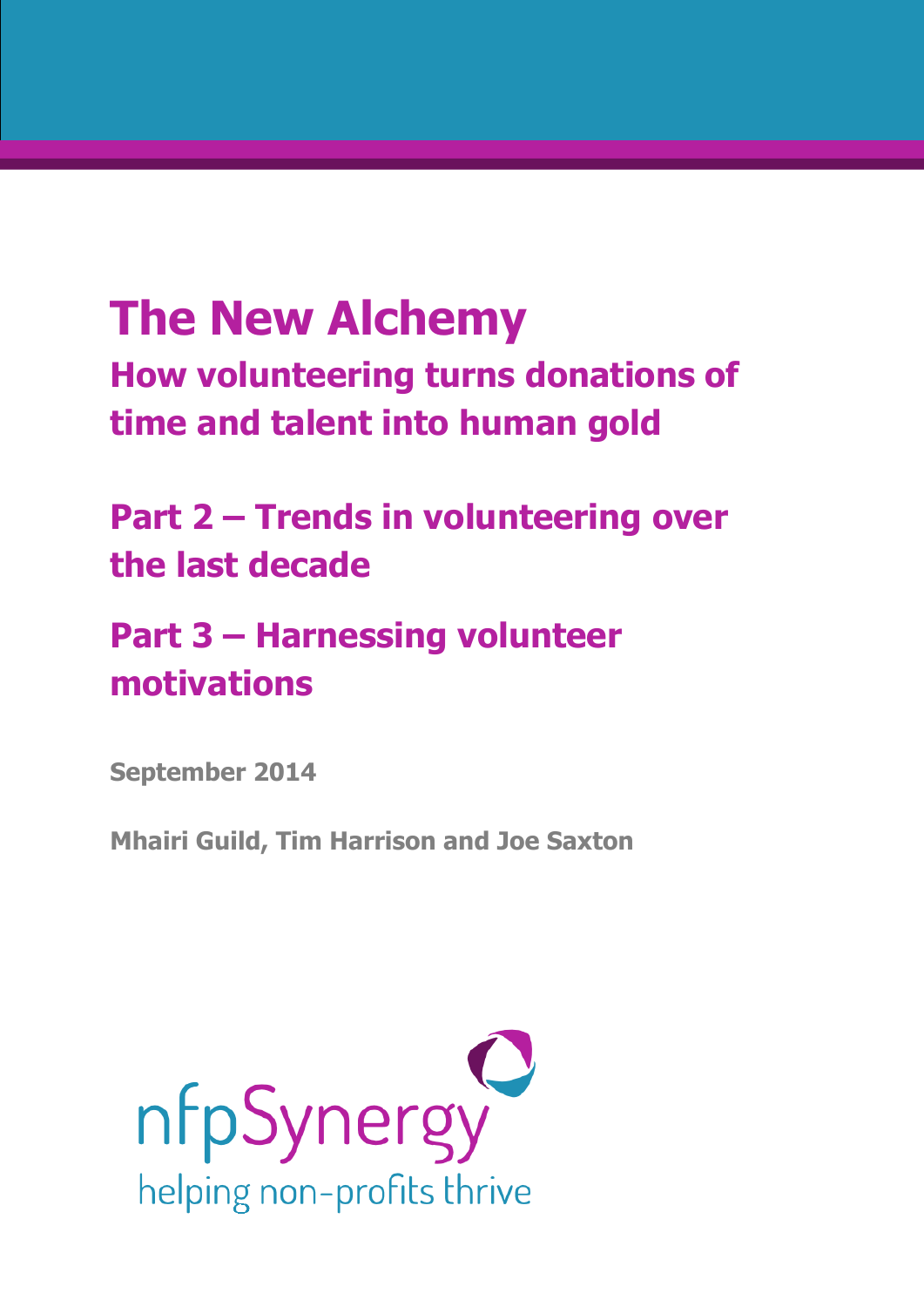# The New Alchemy

## How volunteering turns donations of time and talent into human gold

## Part 2 – Trends in volunteering over the last decade

## Part 3 – Harnessing volunteer motivations

**September 2014**

**Mhairi Guild, Tim Harrison and Joe Saxton**

nfpSynergy

helping non-profits thrive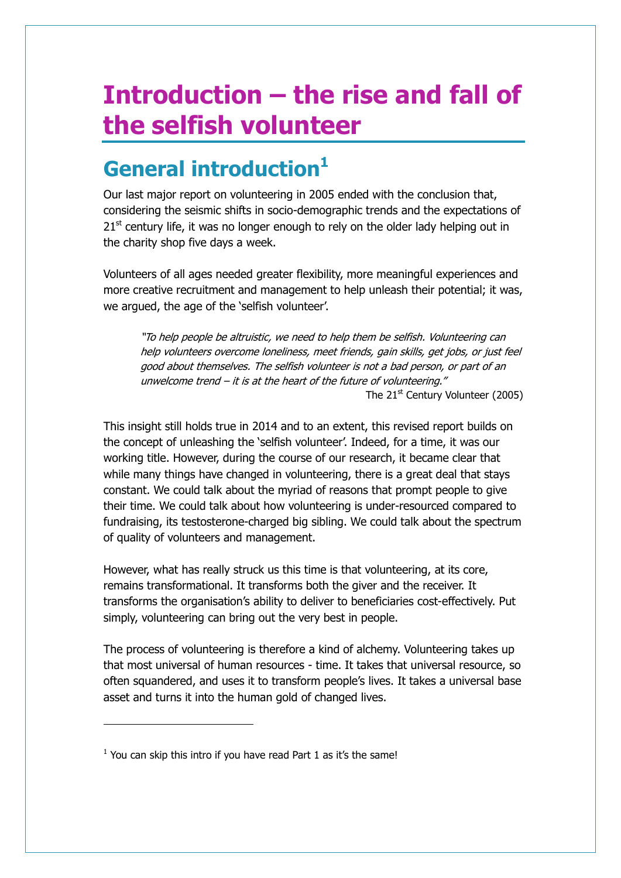# Introduction – the rise and fall of the selfish volunteer

## General introduction[1]

Our last major report on volunteering in 2005 ended with the conclusion that, considering the seismic shifts in socio-demographic trends and the expectations of 21st century life, it was no longer enough to rely on the older lady helping out in the charity shop five days a week.

Volunteers of all ages needed greater flexibility, more meaningful experiences and more creative recruitment and management to help unleash their potential; it was, we argued, the age of the 'selfish volunteer'.

> *"To help people be altruistic, we need to help them be selfish. Volunteering can help volunteers overcome loneliness, meet friends, gain skills, get jobs, or just feel good about themselves. The selfish volunteer is not a bad person, or part of an unwelcome trend – it is at the heart of the future of volunteering."*
>
> The 21st Century Volunteer (2005)

This insight still holds true in 2014 and to an extent, this revised report builds on the concept of unleashing the 'selfish volunteer'. Indeed, for a time, it was our working title. However, during the course of our research, it became clear that while many things have changed in volunteering, there is a great deal that stays constant. We could talk about the myriad of reasons that prompt people to give their time. We could talk about how volunteering is under-resourced compared to fundraising, its testosterone-charged big sibling. We could talk about the spectrum of quality of volunteers and management.

However, what has really struck us this time is that volunteering, at its core, remains transformational. It transforms both the giver and the receiver. It transforms the organisation's ability to deliver to beneficiaries cost-effectively. Put simply, volunteering can bring out the very best in people.

The process of volunteering is therefore a kind of alchemy. Volunteering takes up that most universal of human resources - time. It takes that universal resource, so often squandered, and uses it to transform people's lives. It takes a universal base asset and turns it into the human gold of changed lives.

---

[1] You can skip this intro if you have read Part 1 as it's the same!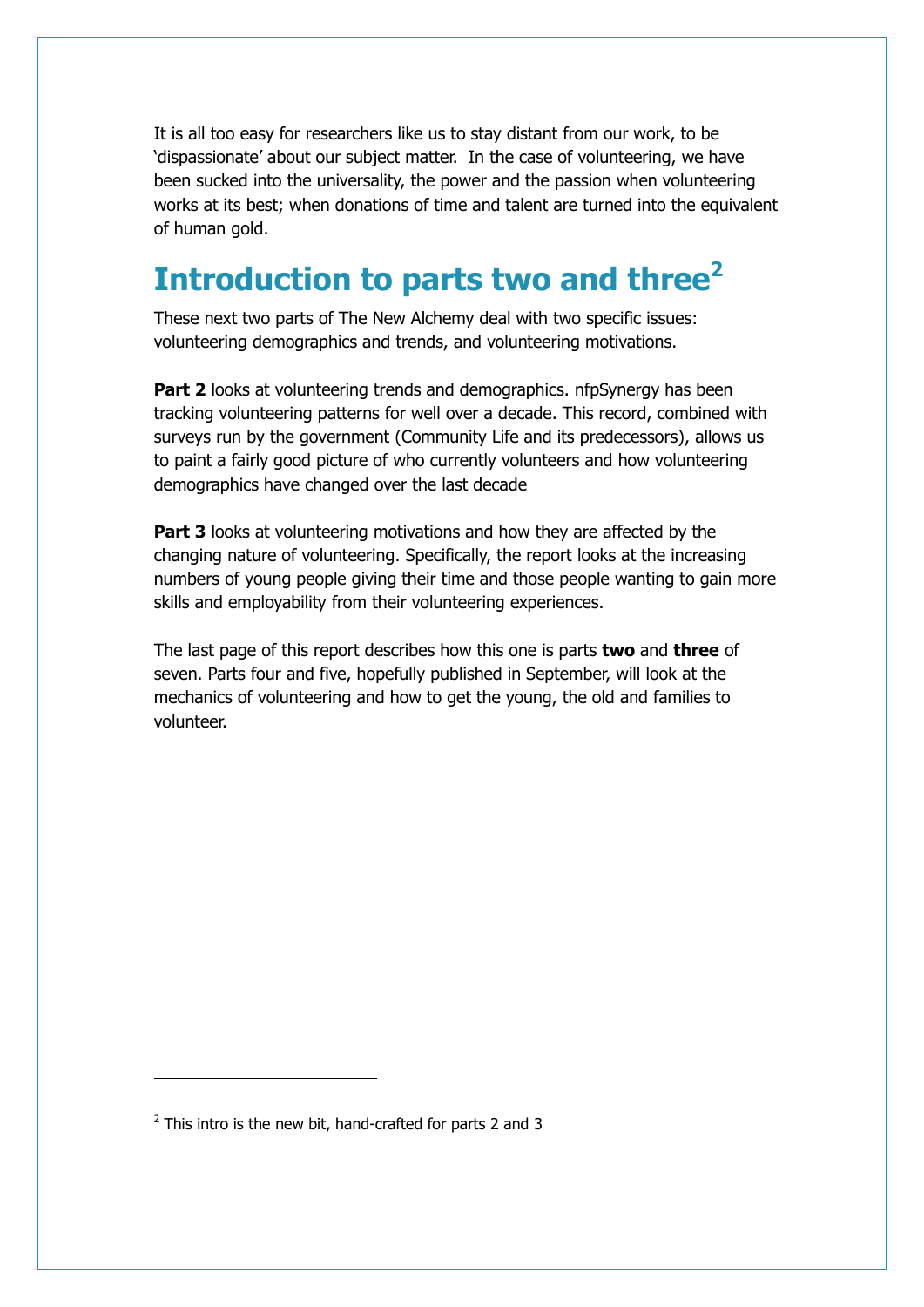It is all too easy for researchers like us to stay distant from our work, to be 'dispassionate' about our subject matter. In the case of volunteering, we have been sucked into the universality, the power and the passion when volunteering works at its best; when donations of time and talent are turned into the equivalent of human gold.

## Introduction to parts two and three[2]

These next two parts of The New Alchemy deal with two specific issues: volunteering demographics and trends, and volunteering motivations.

**Part 2** looks at volunteering trends and demographics. nfpSynergy has been tracking volunteering patterns for well over a decade. This record, combined with surveys run by the government (Community Life and its predecessors), allows us to paint a fairly good picture of who currently volunteers and how volunteering demographics have changed over the last decade

**Part 3** looks at volunteering motivations and how they are affected by the changing nature of volunteering. Specifically, the report looks at the increasing numbers of young people giving their time and those people wanting to gain more skills and employability from their volunteering experiences.

The last page of this report describes how this one is parts **two** and **three** of seven. Parts four and five, hopefully published in September, will look at the mechanics of volunteering and how to get the young, the old and families to volunteer.

---

[2] This intro is the new bit, hand-crafted for parts 2 and 3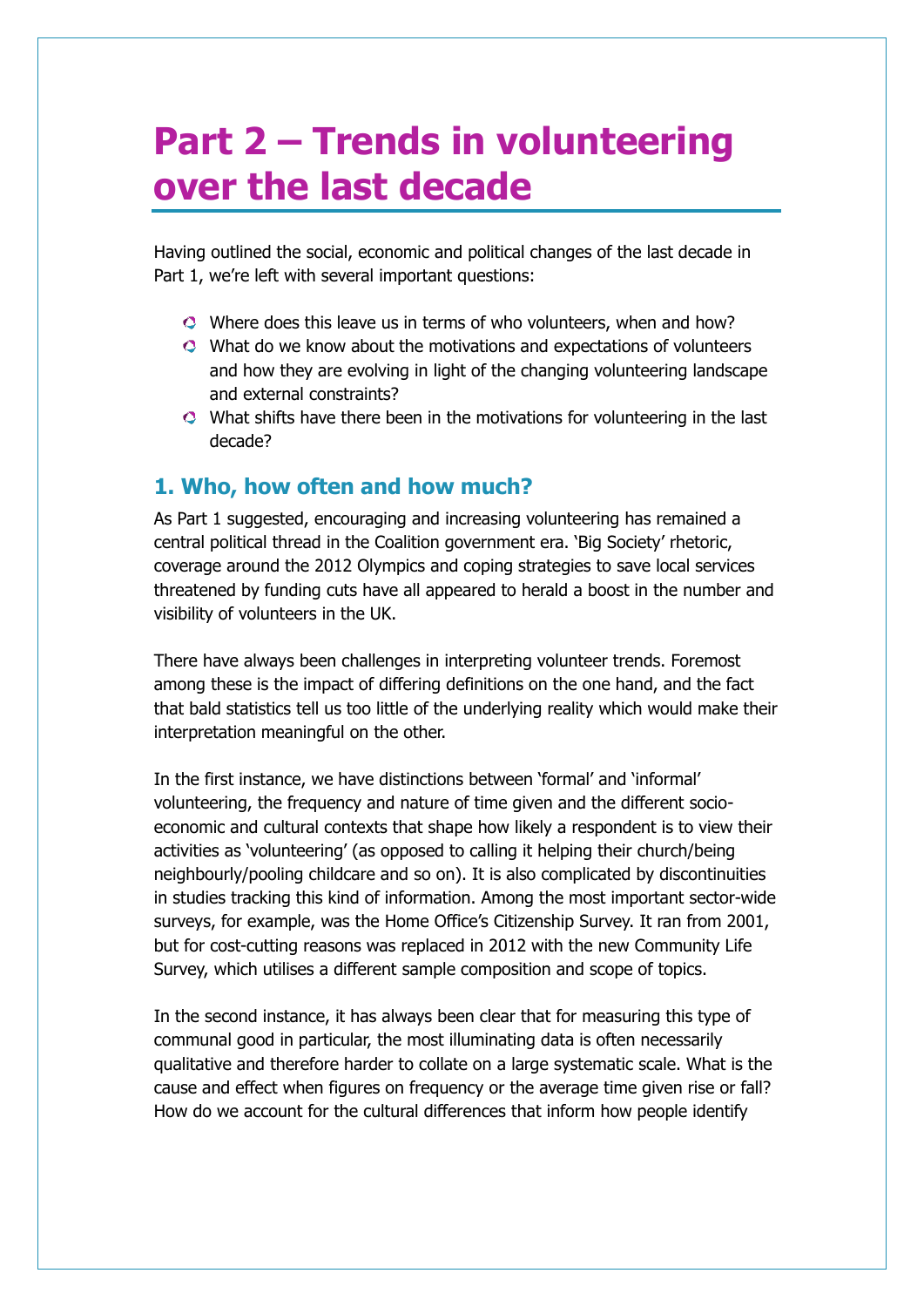# Part 2 – Trends in volunteering over the last decade

Having outlined the social, economic and political changes of the last decade in Part 1, we're left with several important questions:

- Where does this leave us in terms of who volunteers, when and how?
- What do we know about the motivations and expectations of volunteers and how they are evolving in light of the changing volunteering landscape and external constraints?
- What shifts have there been in the motivations for volunteering in the last decade?

## 1. Who, how often and how much?

As Part 1 suggested, encouraging and increasing volunteering has remained a central political thread in the Coalition government era. 'Big Society' rhetoric, coverage around the 2012 Olympics and coping strategies to save local services threatened by funding cuts have all appeared to herald a boost in the number and visibility of volunteers in the UK.

There have always been challenges in interpreting volunteer trends. Foremost among these is the impact of differing definitions on the one hand, and the fact that bald statistics tell us too little of the underlying reality which would make their interpretation meaningful on the other.

In the first instance, we have distinctions between 'formal' and 'informal' volunteering, the frequency and nature of time given and the different socio-economic and cultural contexts that shape how likely a respondent is to view their activities as 'volunteering' (as opposed to calling it helping their church/being neighbourly/pooling childcare and so on). It is also complicated by discontinuities in studies tracking this kind of information. Among the most important sector-wide surveys, for example, was the Home Office's Citizenship Survey. It ran from 2001, but for cost-cutting reasons was replaced in 2012 with the new Community Life Survey, which utilises a different sample composition and scope of topics.

In the second instance, it has always been clear that for measuring this type of communal good in particular, the most illuminating data is often necessarily qualitative and therefore harder to collate on a large systematic scale. What is the cause and effect when figures on frequency or the average time given rise or fall? How do we account for the cultural differences that inform how people identify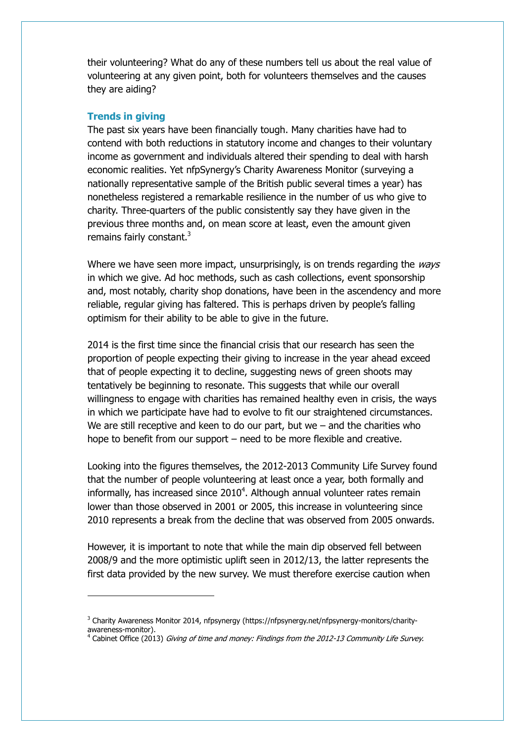their volunteering? What do any of these numbers tell us about the real value of volunteering at any given point, both for volunteers themselves and the causes they are aiding?

### Trends in giving

The past six years have been financially tough. Many charities have had to contend with both reductions in statutory income and changes to their voluntary income as government and individuals altered their spending to deal with harsh economic realities. Yet nfpSynergy's Charity Awareness Monitor (surveying a nationally representative sample of the British public several times a year) has nonetheless registered a remarkable resilience in the number of us who give to charity. Three-quarters of the public consistently say they have given in the previous three months and, on mean score at least, even the amount given remains fairly constant.[3]

Where we have seen more impact, unsurprisingly, is on trends regarding the *ways* in which we give. Ad hoc methods, such as cash collections, event sponsorship and, most notably, charity shop donations, have been in the ascendency and more reliable, regular giving has faltered. This is perhaps driven by people's falling optimism for their ability to be able to give in the future.

2014 is the first time since the financial crisis that our research has seen the proportion of people expecting their giving to increase in the year ahead exceed that of people expecting it to decline, suggesting news of green shoots may tentatively be beginning to resonate. This suggests that while our overall willingness to engage with charities has remained healthy even in crisis, the ways in which we participate have had to evolve to fit our straightened circumstances. We are still receptive and keen to do our part, but we – and the charities who hope to benefit from our support – need to be more flexible and creative.

Looking into the figures themselves, the 2012-2013 Community Life Survey found that the number of people volunteering at least once a year, both formally and informally, has increased since 2010[4]. Although annual volunteer rates remain lower than those observed in 2001 or 2005, this increase in volunteering since 2010 represents a break from the decline that was observed from 2005 onwards.

However, it is important to note that while the main dip observed fell between 2008/9 and the more optimistic uplift seen in 2012/13, the latter represents the first data provided by the new survey. We must therefore exercise caution when

---

[3] Charity Awareness Monitor 2014, nfpsynergy (https://nfpsynergy.net/nfpsynergy-monitors/charity-awareness-monitor).

[4] Cabinet Office (2013) *Giving of time and money: Findings from the 2012-13 Community Life Survey.*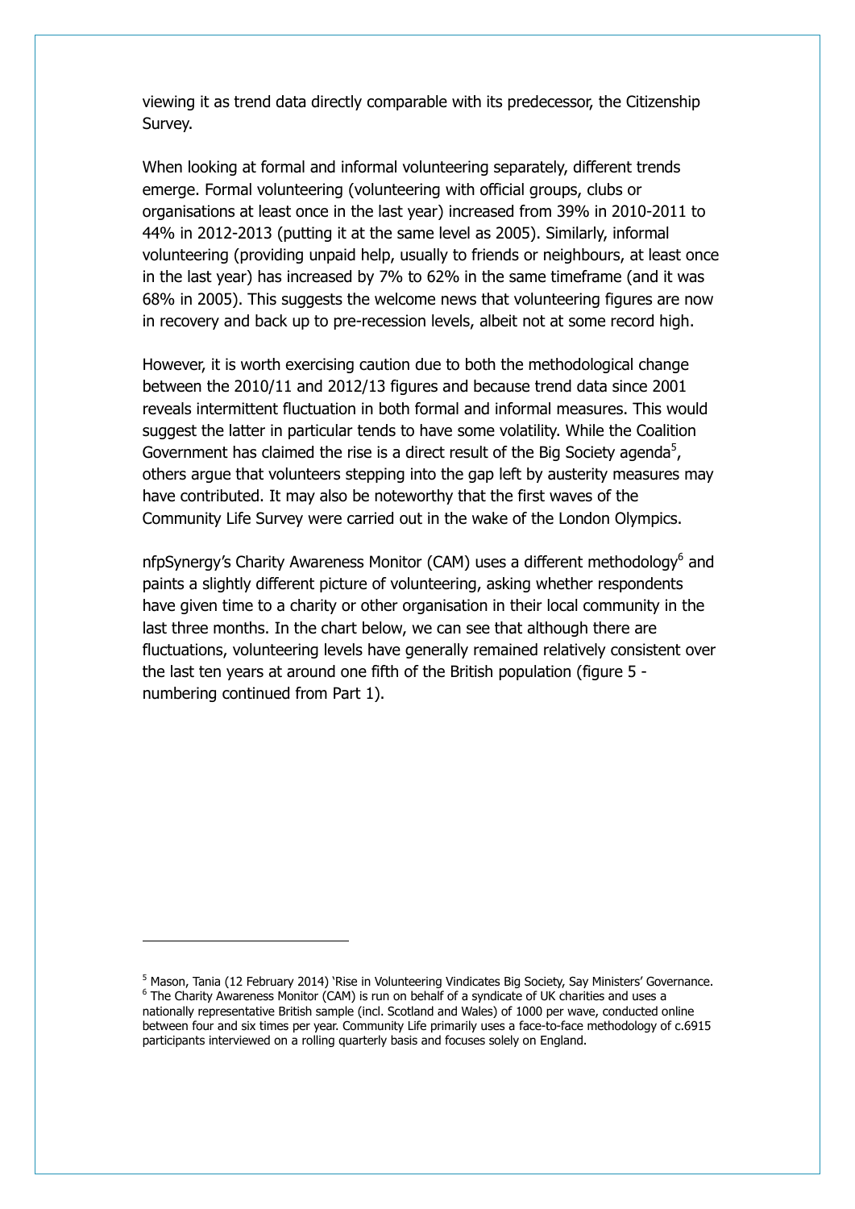viewing it as trend data directly comparable with its predecessor, the Citizenship Survey.

When looking at formal and informal volunteering separately, different trends emerge. Formal volunteering (volunteering with official groups, clubs or organisations at least once in the last year) increased from 39% in 2010-2011 to 44% in 2012-2013 (putting it at the same level as 2005). Similarly, informal volunteering (providing unpaid help, usually to friends or neighbours, at least once in the last year) has increased by 7% to 62% in the same timeframe (and it was 68% in 2005). This suggests the welcome news that volunteering figures are now in recovery and back up to pre-recession levels, albeit not at some record high.

However, it is worth exercising caution due to both the methodological change between the 2010/11 and 2012/13 figures and because trend data since 2001 reveals intermittent fluctuation in both formal and informal measures. This would suggest the latter in particular tends to have some volatility. While the Coalition Government has claimed the rise is a direct result of the Big Society agenda[5], others argue that volunteers stepping into the gap left by austerity measures may have contributed. It may also be noteworthy that the first waves of the Community Life Survey were carried out in the wake of the London Olympics.

nfpSynergy's Charity Awareness Monitor (CAM) uses a different methodology[6] and paints a slightly different picture of volunteering, asking whether respondents have given time to a charity or other organisation in their local community in the last three months. In the chart below, we can see that although there are fluctuations, volunteering levels have generally remained relatively consistent over the last ten years at around one fifth of the British population (figure 5 - numbering continued from Part 1).

---

[5] Mason, Tania (12 February 2014) 'Rise in Volunteering Vindicates Big Society, Say Ministers' Governance.

[6] The Charity Awareness Monitor (CAM) is run on behalf of a syndicate of UK charities and uses a nationally representative British sample (incl. Scotland and Wales) of 1000 per wave, conducted online between four and six times per year. Community Life primarily uses a face-to-face methodology of c.6915 participants interviewed on a rolling quarterly basis and focuses solely on England.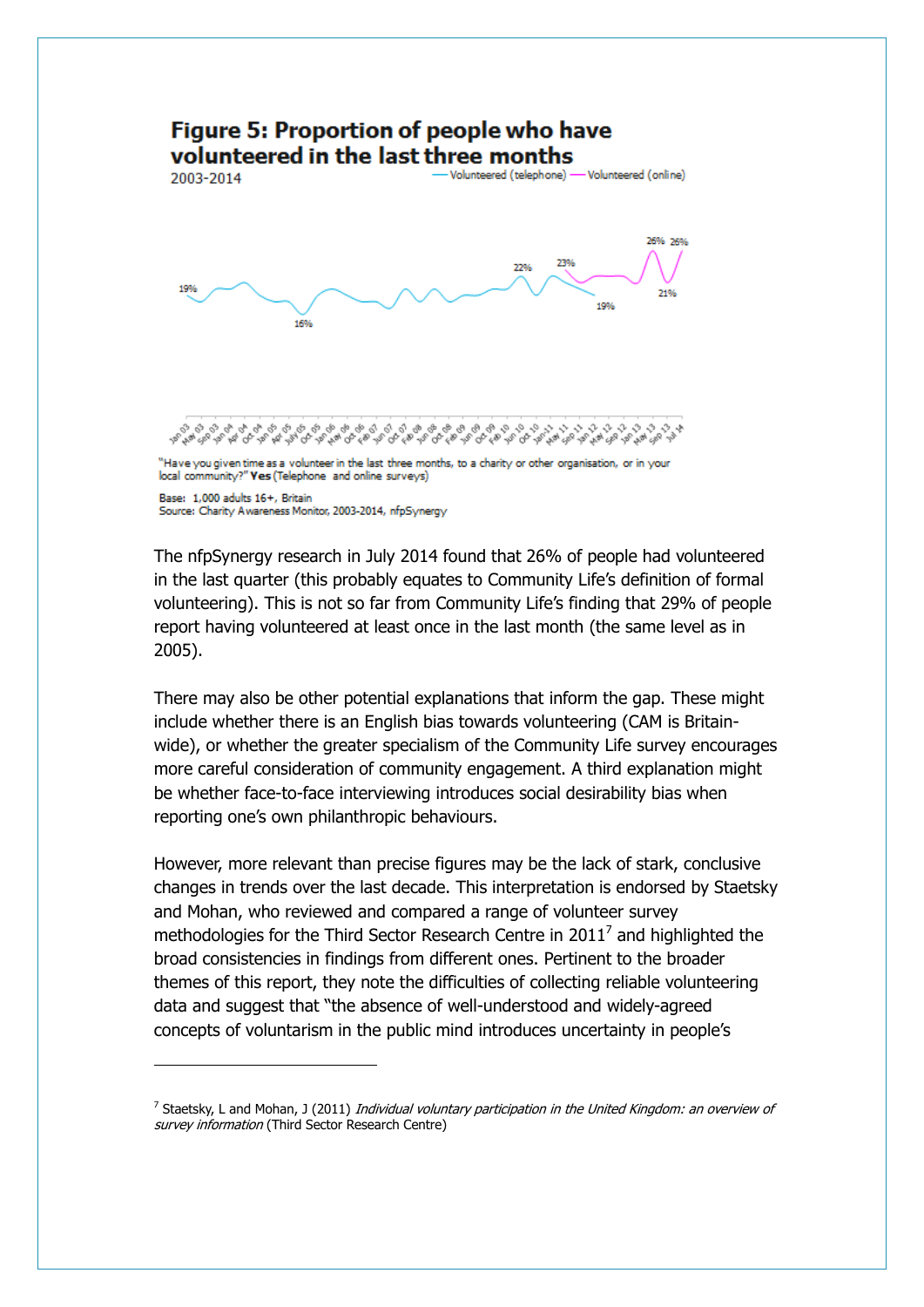**Figure 5: Proportion of people who have volunteered in the last three months**

2003-2014

"Have you given time as a volunteer in the last three months, to a charity or other organisation, or in your local community?" **Yes** (Telephone and online surveys)

Base: 1,000 adults 16+, Britain
Source: Charity Awareness Monitor, 2003-2014, nfpSynergy

The nfpSynergy research in July 2014 found that 26% of people had volunteered in the last quarter (this probably equates to Community Life's definition of formal volunteering). This is not so far from Community Life's finding that 29% of people report having volunteered at least once in the last month (the same level as in 2005).

There may also be other potential explanations that inform the gap. These might include whether there is an English bias towards volunteering (CAM is Britain-wide), or whether the greater specialism of the Community Life survey encourages more careful consideration of community engagement. A third explanation might be whether face-to-face interviewing introduces social desirability bias when reporting one's own philanthropic behaviours.

However, more relevant than precise figures may be the lack of stark, conclusive changes in trends over the last decade. This interpretation is endorsed by Staetsky and Mohan, who reviewed and compared a range of volunteer survey methodologies for the Third Sector Research Centre in 2011[7] and highlighted the broad consistencies in findings from different ones. Pertinent to the broader themes of this report, they note the difficulties of collecting reliable volunteering data and suggest that "the absence of well-understood and widely-agreed concepts of voluntarism in the public mind introduces uncertainty in people's

[7] Staetsky, L and Mohan, J (2011) *Individual voluntary participation in the United Kingdom: an overview of survey information* (Third Sector Research Centre)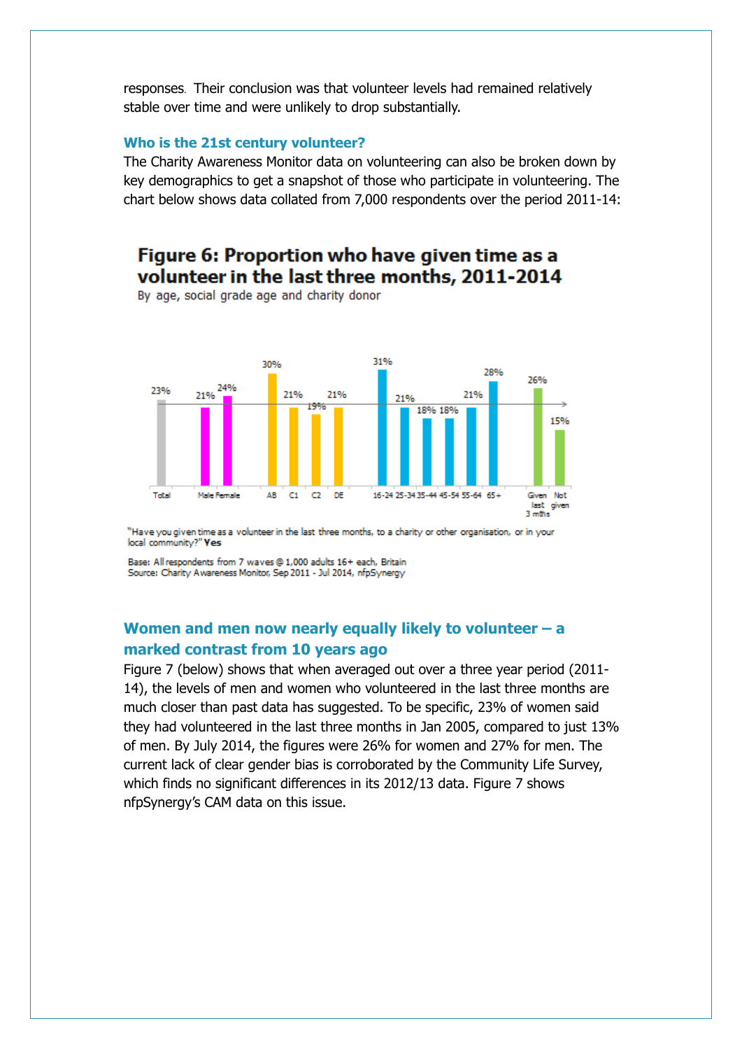responses. Their conclusion was that volunteer levels had remained relatively stable over time and were unlikely to drop substantially.

### Who is the 21st century volunteer?

The Charity Awareness Monitor data on volunteering can also be broken down by key demographics to get a snapshot of those who participate in volunteering. The chart below shows data collated from 7,000 respondents over the period 2011-14:

**Figure 6: Proportion who have given time as a volunteer in the last three months, 2011-2014**

By age, social grade age and charity donor

| Group | % |
|---|---|
| Total | 23% |
| Male | 21% |
| Female | 24% |
| AB | 30% |
| C1 | 21% |
| C2 | 19% |
| DE | 21% |
| 16-24 | 31% |
| 25-34 | 21% |
| 35-44 | 18% |
| 45-54 | 18% |
| 55-64 | 21% |
| 65+ | 28% |
| Given last 3 mths | 26% |
| Not given | 15% |

"Have you given time as a volunteer in the last three months, to a charity or other organisation, or in your local community?" **Yes**

Base: All respondents from 7 waves @ 1,000 adults 16+ each, Britain
Source: Charity Awareness Monitor, Sep 2011 - Jul 2014, nfpSynergy

### Women and men now nearly equally likely to volunteer – a marked contrast from 10 years ago

Figure 7 (below) shows that when averaged out over a three year period (2011-14), the levels of men and women who volunteered in the last three months are much closer than past data has suggested. To be specific, 23% of women said they had volunteered in the last three months in Jan 2005, compared to just 13% of men. By July 2014, the figures were 26% for women and 27% for men. The current lack of clear gender bias is corroborated by the Community Life Survey, which finds no significant differences in its 2012/13 data. Figure 7 shows nfpSynergy's CAM data on this issue.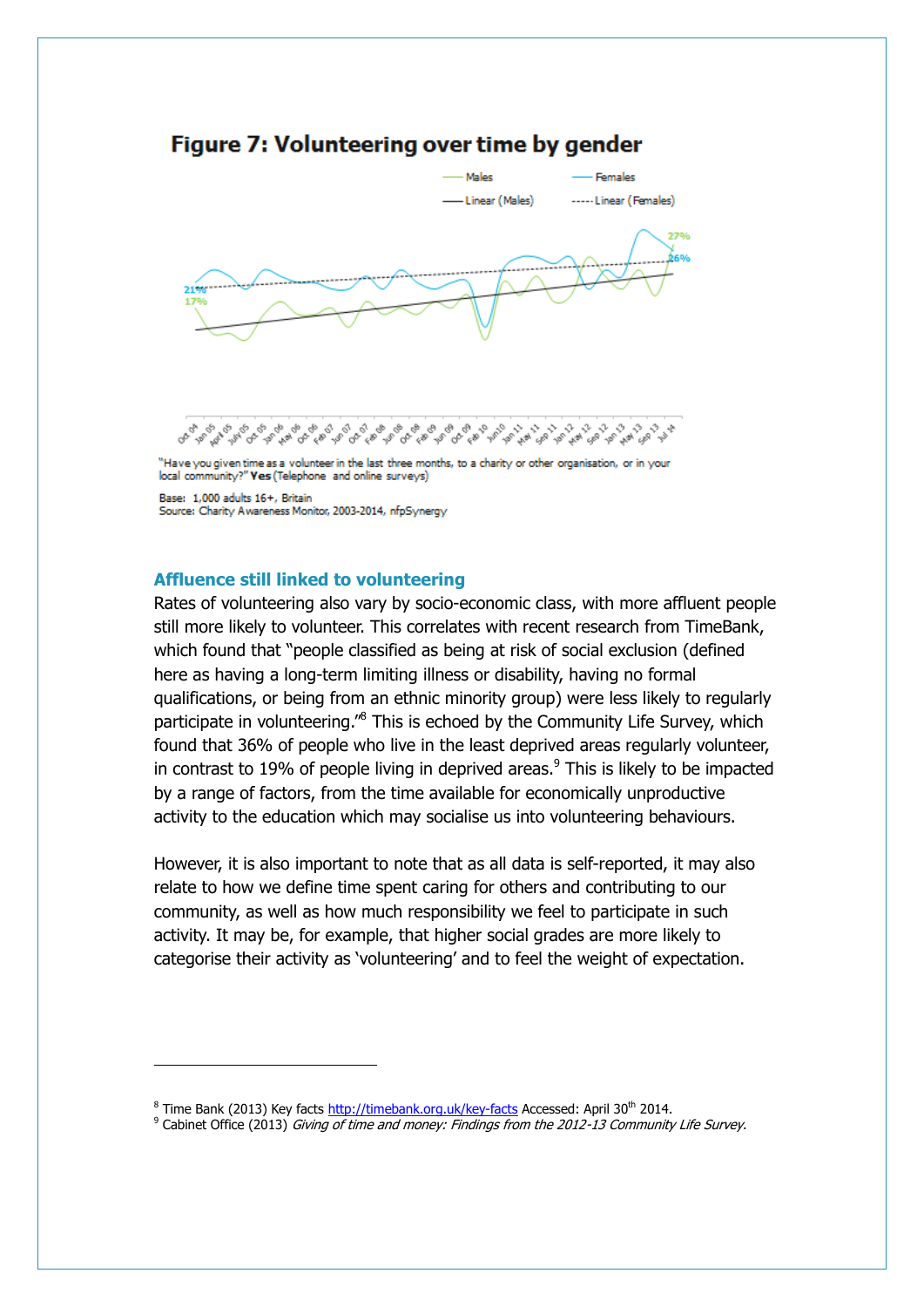## Figure 7: Volunteering over time by gender

"Have you given time as a volunteer in the last three months, to a charity or other organisation, or in your local community?" **Yes** (Telephone and online surveys)

Base: 1,000 adults 16+, Britain
Source: Charity Awareness Monitor, 2003-2014, nfpSynergy

### Affluence still linked to volunteering

Rates of volunteering also vary by socio-economic class, with more affluent people still more likely to volunteer. This correlates with recent research from TimeBank, which found that "people classified as being at risk of social exclusion (defined here as having a long-term limiting illness or disability, having no formal qualifications, or being from an ethnic minority group) were less likely to regularly participate in volunteering."[8] This is echoed by the Community Life Survey, which found that 36% of people who live in the least deprived areas regularly volunteer, in contrast to 19% of people living in deprived areas.[9] This is likely to be impacted by a range of factors, from the time available for economically unproductive activity to the education which may socialise us into volunteering behaviours.

However, it is also important to note that as all data is self-reported, it may also relate to how we define time spent caring for others and contributing to our community, as well as how much responsibility we feel to participate in such activity. It may be, for example, that higher social grades are more likely to categorise their activity as 'volunteering' and to feel the weight of expectation.

---

[8] Time Bank (2013) Key facts http://timebank.org.uk/key-facts Accessed: April 30th 2014.
[9] Cabinet Office (2013) *Giving of time and money: Findings from the 2012-13 Community Life Survey.*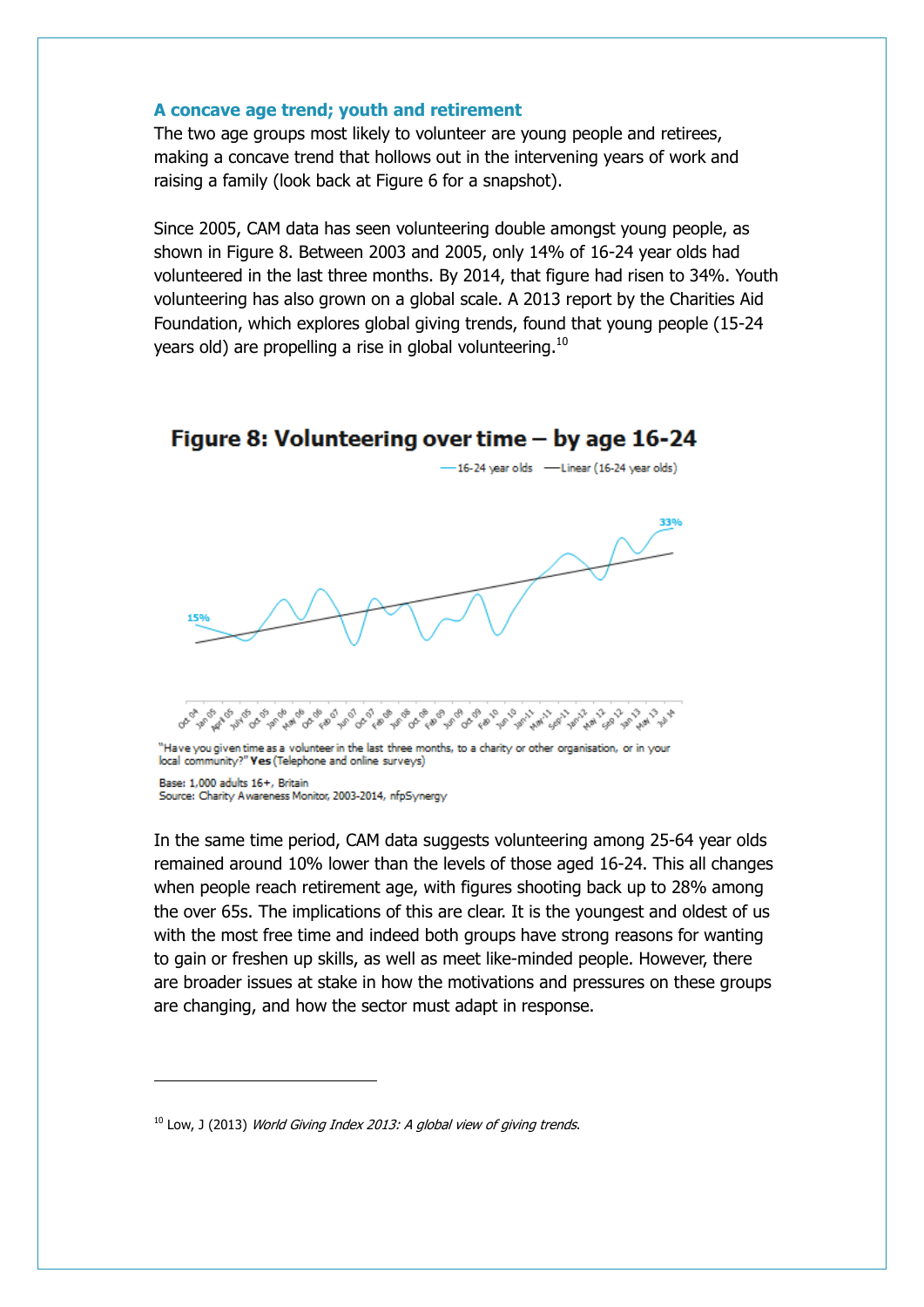### A concave age trend; youth and retirement

The two age groups most likely to volunteer are young people and retirees, making a concave trend that hollows out in the intervening years of work and raising a family (look back at Figure 6 for a snapshot).

Since 2005, CAM data has seen volunteering double amongst young people, as shown in Figure 8. Between 2003 and 2005, only 14% of 16-24 year olds had volunteered in the last three months. By 2014, that figure had risen to 34%. Youth volunteering has also grown on a global scale. A 2013 report by the Charities Aid Foundation, which explores global giving trends, found that young people (15-24 years old) are propelling a rise in global volunteering.[10]

**Figure 8: Volunteering over time – by age 16-24**

"Have you given time as a volunteer in the last three months, to a charity or other organisation, or in your local community?" **Yes** (Telephone and online surveys)

Base: 1,000 adults 16+, Britain
Source: Charity Awareness Monitor, 2003-2014, nfpSynergy

In the same time period, CAM data suggests volunteering among 25-64 year olds remained around 10% lower than the levels of those aged 16-24. This all changes when people reach retirement age, with figures shooting back up to 28% among the over 65s. The implications of this are clear. It is the youngest and oldest of us with the most free time and indeed both groups have strong reasons for wanting to gain or freshen up skills, as well as meet like-minded people. However, there are broader issues at stake in how the motivations and pressures on these groups are changing, and how the sector must adapt in response.

---

[10] Low, J (2013) *World Giving Index 2013: A global view of giving trends*.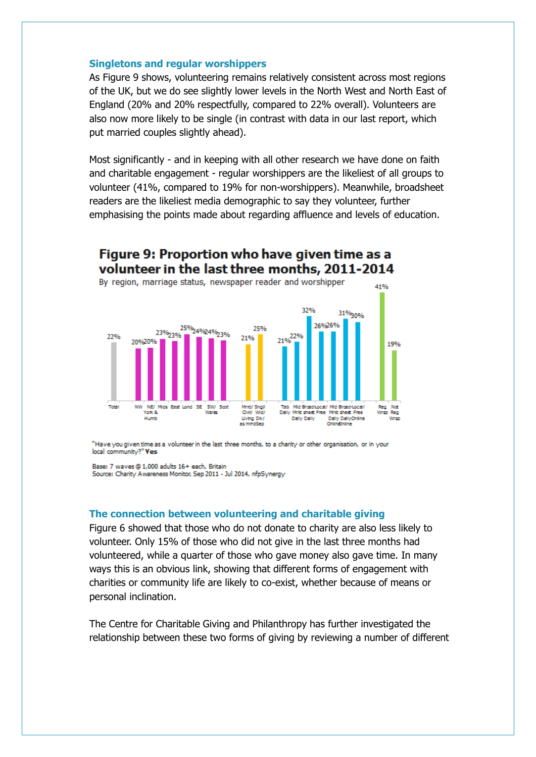### Singletons and regular worshippers

As Figure 9 shows, volunteering remains relatively consistent across most regions of the UK, but we do see slightly lower levels in the North West and North East of England (20% and 20% respectfully, compared to 22% overall). Volunteers are also now more likely to be single (in contrast with data in our last report, which put married couples slightly ahead).

Most significantly - and in keeping with all other research we have done on faith and charitable engagement - regular worshippers are the likeliest of all groups to volunteer (41%, compared to 19% for non-worshippers). Meanwhile, broadsheet readers are the likeliest media demographic to say they volunteer, further emphasising the points made about regarding affluence and levels of education.

**Figure 9: Proportion who have given time as a volunteer in the last three months, 2011-2014**

By region, marriage status, newspaper reader and worshipper

| Group | % |
|---|---|
| Total | 22% |
| NW | 20% |
| NE/ York & Humb | 20% |
| Mids | 23% |
| East | 23% |
| Lond | 25% |
| SE | 24% |
| SW/ Wales | 24% |
| Scot | 23% |
| Mrrd/ Civl/ Livng as mrrd | 21% |
| Sngl/ Wid/ Div/ Sep | 25% |
| Tab Daily | 21% |
| Mid Mrkt Daily | 22% |
| Broad-sheet Daily | 32% |
| Local/ Free | 26% |
| Mid Mrkt Daily Online | 26% |
| Broad-sheet Daily Online | 31% |
| Local/ Free Online | 30% |
| Reg Wrsp | 41% |
| Not Reg Wrsp | 19% |

"Have you given time as a volunteer in the last three months, to a charity or other organisation, or in your local community?" **Yes**

Base: 7 waves @ 1,000 adults 16+ each, Britain
Source: Charity Awareness Monitor, Sep 2011 - Jul 2014, nfpSynergy

### The connection between volunteering and charitable giving

Figure 6 showed that those who do not donate to charity are also less likely to volunteer. Only 15% of those who did not give in the last three months had volunteered, while a quarter of those who gave money also gave time. In many ways this is an obvious link, showing that different forms of engagement with charities or community life are likely to co-exist, whether because of means or personal inclination.

The Centre for Charitable Giving and Philanthropy has further investigated the relationship between these two forms of giving by reviewing a number of different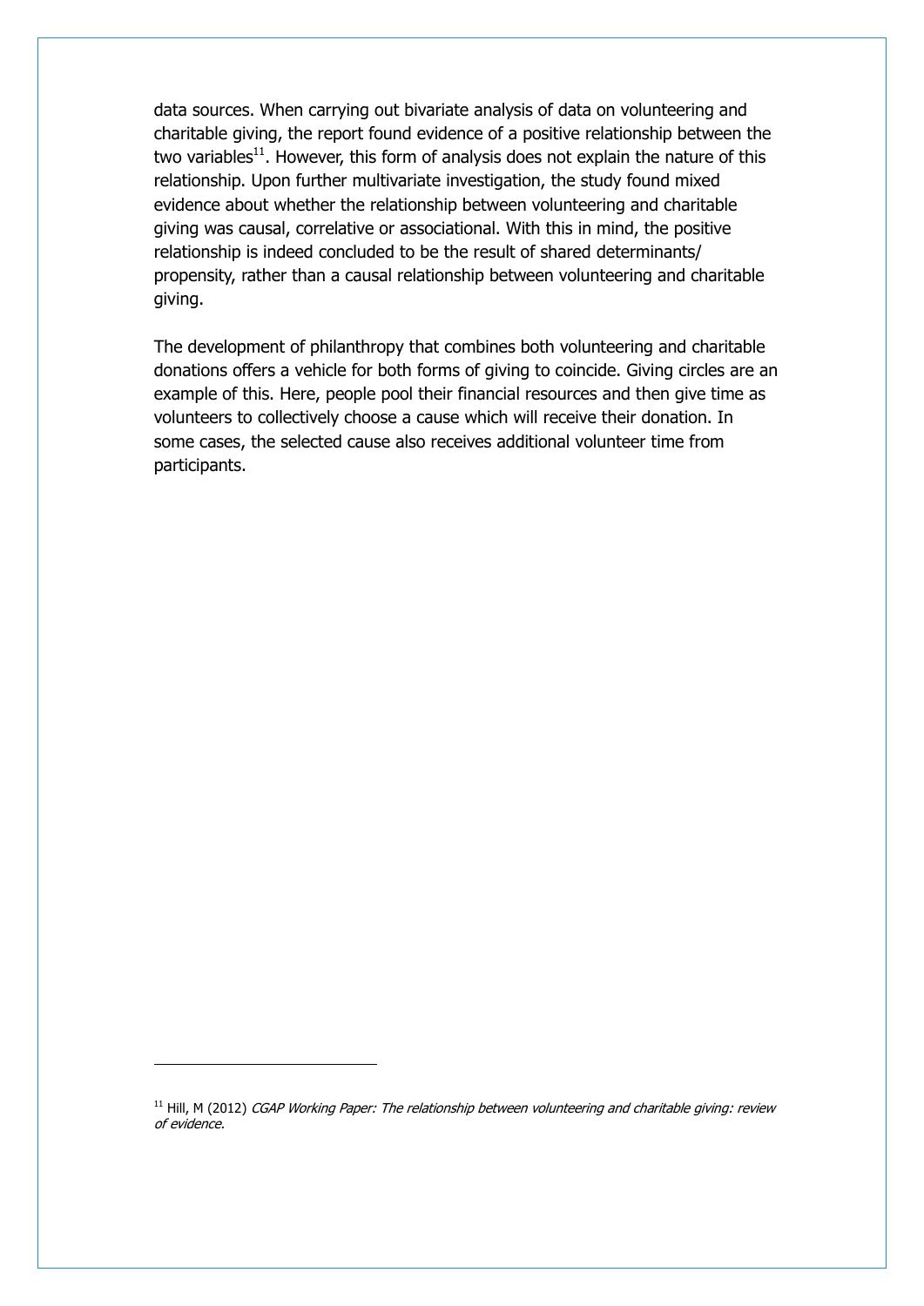data sources. When carrying out bivariate analysis of data on volunteering and charitable giving, the report found evidence of a positive relationship between the two variables[11]. However, this form of analysis does not explain the nature of this relationship. Upon further multivariate investigation, the study found mixed evidence about whether the relationship between volunteering and charitable giving was causal, correlative or associational. With this in mind, the positive relationship is indeed concluded to be the result of shared determinants/ propensity, rather than a causal relationship between volunteering and charitable giving.

The development of philanthropy that combines both volunteering and charitable donations offers a vehicle for both forms of giving to coincide. Giving circles are an example of this. Here, people pool their financial resources and then give time as volunteers to collectively choose a cause which will receive their donation. In some cases, the selected cause also receives additional volunteer time from participants.

---

[11] Hill, M (2012) *CGAP Working Paper: The relationship between volunteering and charitable giving: review of evidence.*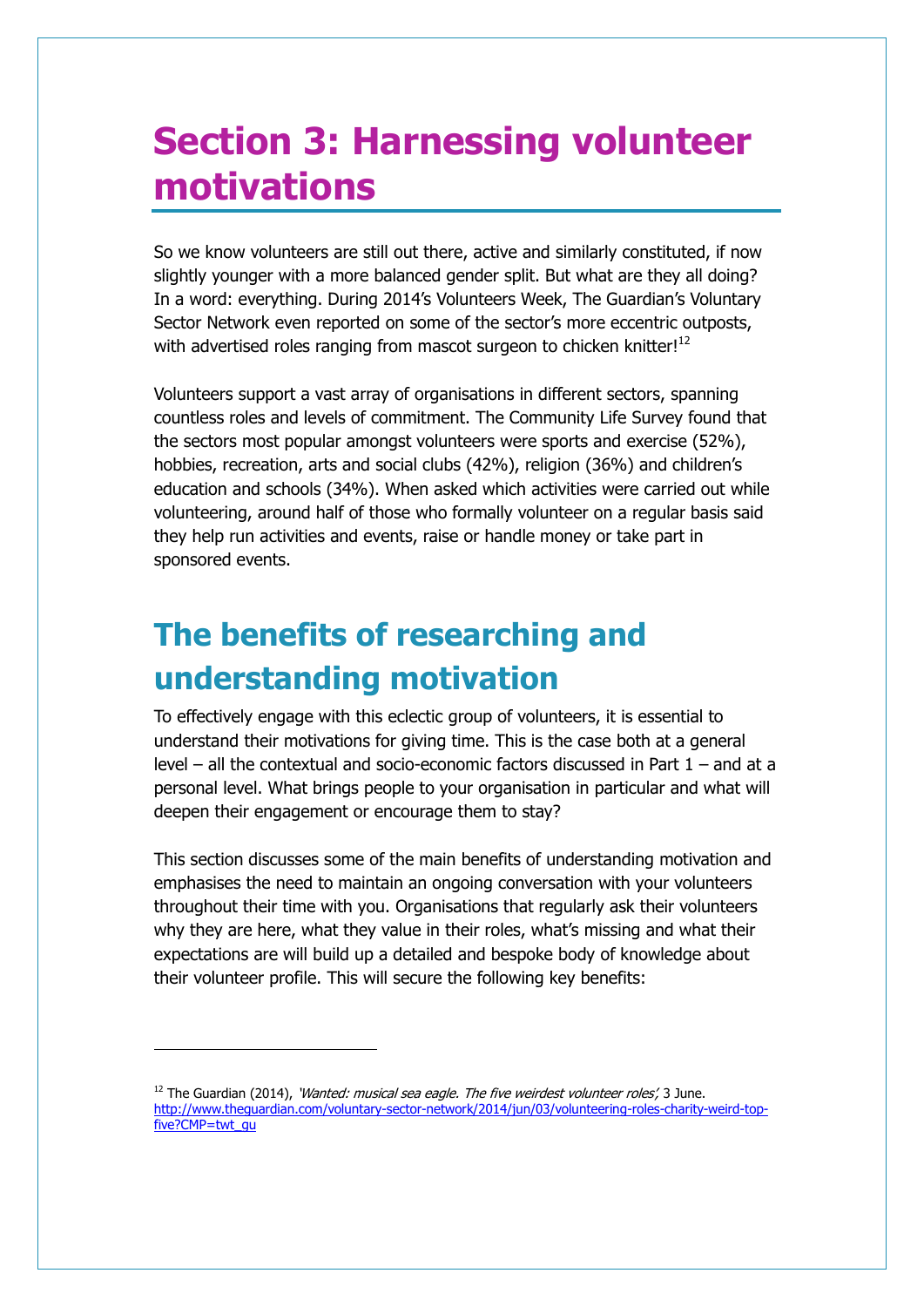# Section 3: Harnessing volunteer motivations

So we know volunteers are still out there, active and similarly constituted, if now slightly younger with a more balanced gender split. But what are they all doing? In a word: everything. During 2014's Volunteers Week, The Guardian's Voluntary Sector Network even reported on some of the sector's more eccentric outposts, with advertised roles ranging from mascot surgeon to chicken knitter![12]

Volunteers support a vast array of organisations in different sectors, spanning countless roles and levels of commitment. The Community Life Survey found that the sectors most popular amongst volunteers were sports and exercise (52%), hobbies, recreation, arts and social clubs (42%), religion (36%) and children's education and schools (34%). When asked which activities were carried out while volunteering, around half of those who formally volunteer on a regular basis said they help run activities and events, raise or handle money or take part in sponsored events.

## The benefits of researching and understanding motivation

To effectively engage with this eclectic group of volunteers, it is essential to understand their motivations for giving time. This is the case both at a general level – all the contextual and socio-economic factors discussed in Part 1 – and at a personal level. What brings people to your organisation in particular and what will deepen their engagement or encourage them to stay?

This section discusses some of the main benefits of understanding motivation and emphasises the need to maintain an ongoing conversation with your volunteers throughout their time with you. Organisations that regularly ask their volunteers why they are here, what they value in their roles, what's missing and what their expectations are will build up a detailed and bespoke body of knowledge about their volunteer profile. This will secure the following key benefits:

---

[12] The Guardian (2014), *'Wanted: musical sea eagle. The five weirdest volunteer roles',* 3 June. http://www.theguardian.com/voluntary-sector-network/2014/jun/03/volunteering-roles-charity-weird-top-five?CMP=twt_gu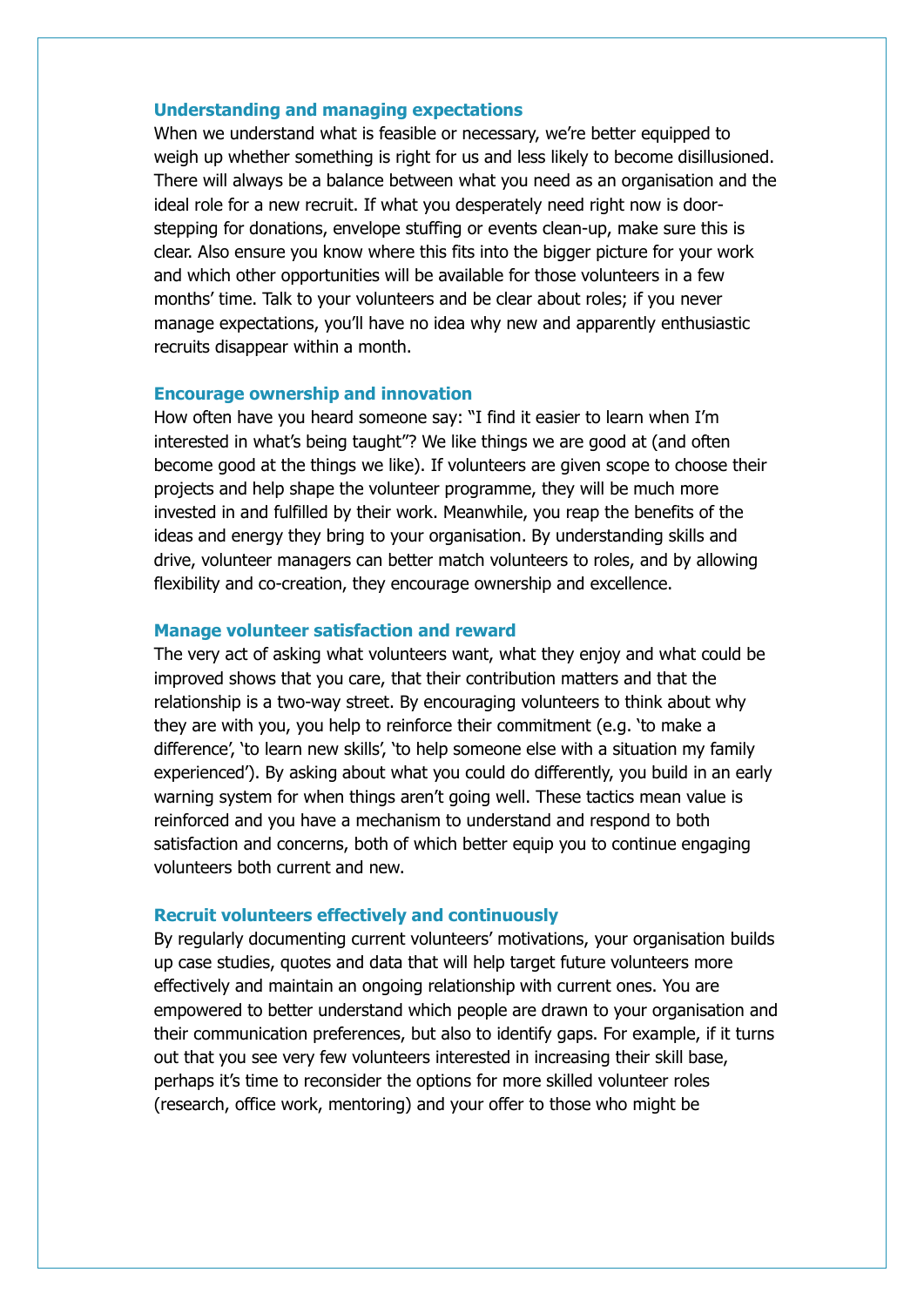### Understanding and managing expectations

When we understand what is feasible or necessary, we're better equipped to weigh up whether something is right for us and less likely to become disillusioned. There will always be a balance between what you need as an organisation and the ideal role for a new recruit. If what you desperately need right now is door-stepping for donations, envelope stuffing or events clean-up, make sure this is clear. Also ensure you know where this fits into the bigger picture for your work and which other opportunities will be available for those volunteers in a few months' time. Talk to your volunteers and be clear about roles; if you never manage expectations, you'll have no idea why new and apparently enthusiastic recruits disappear within a month.

### Encourage ownership and innovation

How often have you heard someone say: "I find it easier to learn when I'm interested in what's being taught"? We like things we are good at (and often become good at the things we like). If volunteers are given scope to choose their projects and help shape the volunteer programme, they will be much more invested in and fulfilled by their work. Meanwhile, you reap the benefits of the ideas and energy they bring to your organisation. By understanding skills and drive, volunteer managers can better match volunteers to roles, and by allowing flexibility and co-creation, they encourage ownership and excellence.

### Manage volunteer satisfaction and reward

The very act of asking what volunteers want, what they enjoy and what could be improved shows that you care, that their contribution matters and that the relationship is a two-way street. By encouraging volunteers to think about why they are with you, you help to reinforce their commitment (e.g. 'to make a difference', 'to learn new skills', 'to help someone else with a situation my family experienced'). By asking about what you could do differently, you build in an early warning system for when things aren't going well. These tactics mean value is reinforced and you have a mechanism to understand and respond to both satisfaction and concerns, both of which better equip you to continue engaging volunteers both current and new.

### Recruit volunteers effectively and continuously

By regularly documenting current volunteers' motivations, your organisation builds up case studies, quotes and data that will help target future volunteers more effectively and maintain an ongoing relationship with current ones. You are empowered to better understand which people are drawn to your organisation and their communication preferences, but also to identify gaps. For example, if it turns out that you see very few volunteers interested in increasing their skill base, perhaps it's time to reconsider the options for more skilled volunteer roles (research, office work, mentoring) and your offer to those who might be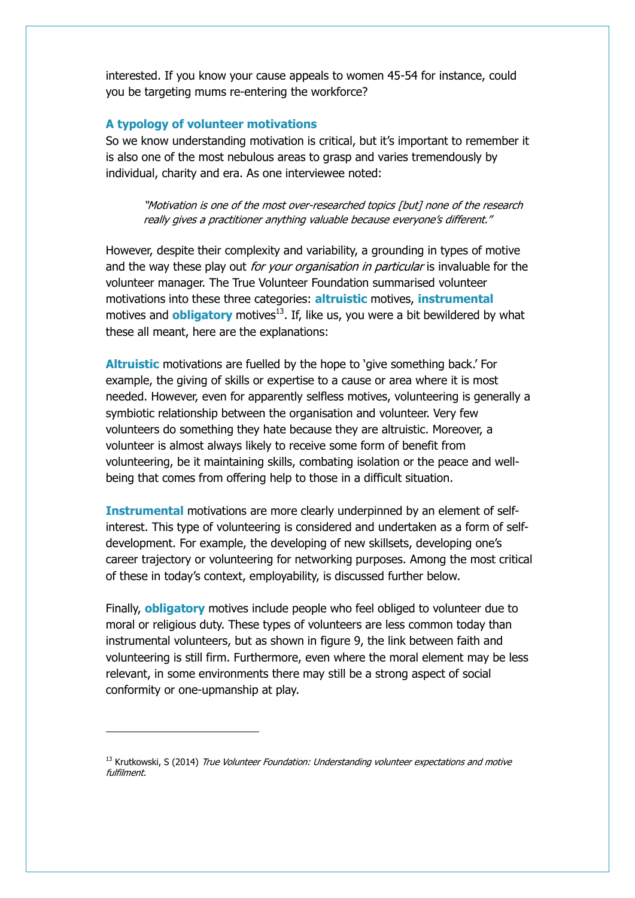interested. If you know your cause appeals to women 45-54 for instance, could you be targeting mums re-entering the workforce?

### A typology of volunteer motivations

So we know understanding motivation is critical, but it's important to remember it is also one of the most nebulous areas to grasp and varies tremendously by individual, charity and era. As one interviewee noted:

> *"Motivation is one of the most over-researched topics [but] none of the research really gives a practitioner anything valuable because everyone's different."*

However, despite their complexity and variability, a grounding in types of motive and the way these play out *for your organisation in particular* is invaluable for the volunteer manager. The True Volunteer Foundation summarised volunteer motivations into these three categories: **altruistic** motives, **instrumental** motives and **obligatory** motives[13]. If, like us, you were a bit bewildered by what these all meant, here are the explanations:

**Altruistic** motivations are fuelled by the hope to 'give something back.' For example, the giving of skills or expertise to a cause or area where it is most needed. However, even for apparently selfless motives, volunteering is generally a symbiotic relationship between the organisation and volunteer. Very few volunteers do something they hate because they are altruistic. Moreover, a volunteer is almost always likely to receive some form of benefit from volunteering, be it maintaining skills, combating isolation or the peace and well-being that comes from offering help to those in a difficult situation.

**Instrumental** motivations are more clearly underpinned by an element of self-interest. This type of volunteering is considered and undertaken as a form of self-development. For example, the developing of new skillsets, developing one's career trajectory or volunteering for networking purposes. Among the most critical of these in today's context, employability, is discussed further below.

Finally, **obligatory** motives include people who feel obliged to volunteer due to moral or religious duty. These types of volunteers are less common today than instrumental volunteers, but as shown in figure 9, the link between faith and volunteering is still firm. Furthermore, even where the moral element may be less relevant, in some environments there may still be a strong aspect of social conformity or one-upmanship at play.

---

[13] Krutkowski, S (2014) *True Volunteer Foundation: Understanding volunteer expectations and motive fulfilment.*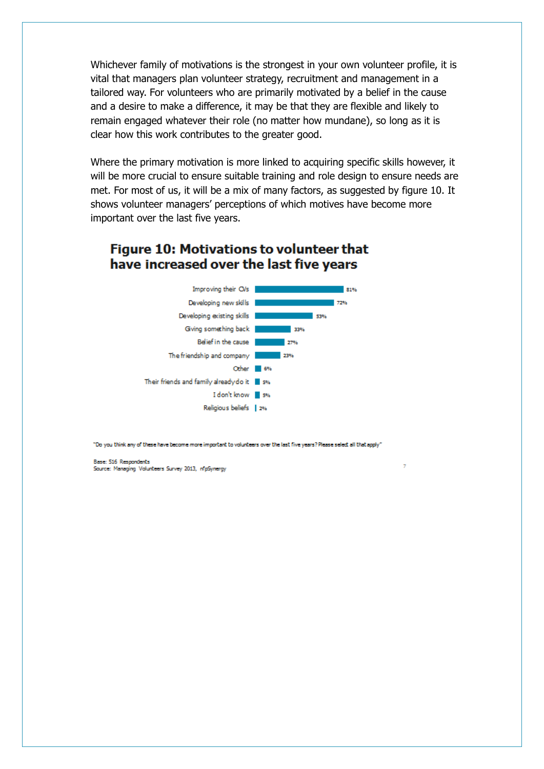Whichever family of motivations is the strongest in your own volunteer profile, it is vital that managers plan volunteer strategy, recruitment and management in a tailored way. For volunteers who are primarily motivated by a belief in the cause and a desire to make a difference, it may be that they are flexible and likely to remain engaged whatever their role (no matter how mundane), so long as it is clear how this work contributes to the greater good.

Where the primary motivation is more linked to acquiring specific skills however, it will be more crucial to ensure suitable training and role design to ensure needs are met. For most of us, it will be a mix of many factors, as suggested by figure 10. It shows volunteer managers' perceptions of which motives have become more important over the last five years.

## Figure 10: Motivations to volunteer that have increased over the last five years

| Motivation | % |
|---|---|
| Improving their CVs | 81% |
| Developing new skills | 72% |
| Developing existing skills | 53% |
| Giving something back | 33% |
| Belief in the cause | 27% |
| The friendship and company | 23% |
| Other | 6% |
| Their friends and family already do it | 5% |
| I don't know | 5% |
| Religious beliefs | 2% |

"Do you think any of these have become more important to volunteers over the last five years? Please select all that apply"

Base: 516 Respondents
Source: Managing Volunteers Survey 2013, nfpSynergy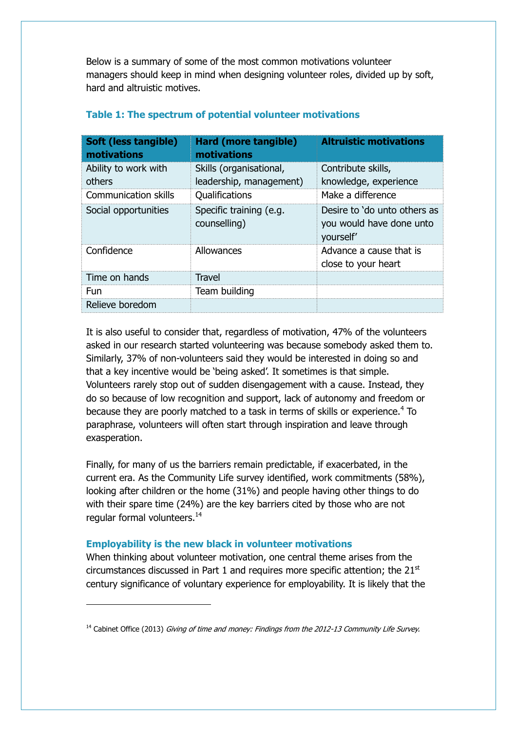Below is a summary of some of the most common motivations volunteer managers should keep in mind when designing volunteer roles, divided up by soft, hard and altruistic motives.

### Table 1: The spectrum of potential volunteer motivations

| Soft (less tangible) motivations | Hard (more tangible) motivations | Altruistic motivations |
|---|---|---|
| Ability to work with others | Skills (organisational, leadership, management) | Contribute skills, knowledge, experience |
| Communication skills | Qualifications | Make a difference |
| Social opportunities | Specific training (e.g. counselling) | Desire to 'do unto others as you would have done unto yourself' |
| Confidence | Allowances | Advance a cause that is close to your heart |
| Time on hands | Travel | |
| Fun | Team building | |
| Relieve boredom | | |

It is also useful to consider that, regardless of motivation, 47% of the volunteers asked in our research started volunteering was because somebody asked them to. Similarly, 37% of non-volunteers said they would be interested in doing so and that a key incentive would be 'being asked'. It sometimes is that simple. Volunteers rarely stop out of sudden disengagement with a cause. Instead, they do so because of low recognition and support, lack of autonomy and freedom or because they are poorly matched to a task in terms of skills or experience.[4] To paraphrase, volunteers will often start through inspiration and leave through exasperation.

Finally, for many of us the barriers remain predictable, if exacerbated, in the current era. As the Community Life survey identified, work commitments (58%), looking after children or the home (31%) and people having other things to do with their spare time (24%) are the key barriers cited by those who are not regular formal volunteers.[14]

### Employability is the new black in volunteer motivations

When thinking about volunteer motivation, one central theme arises from the circumstances discussed in Part 1 and requires more specific attention; the 21st century significance of voluntary experience for employability. It is likely that the

---

[14] Cabinet Office (2013) *Giving of time and money: Findings from the 2012-13 Community Life Survey.*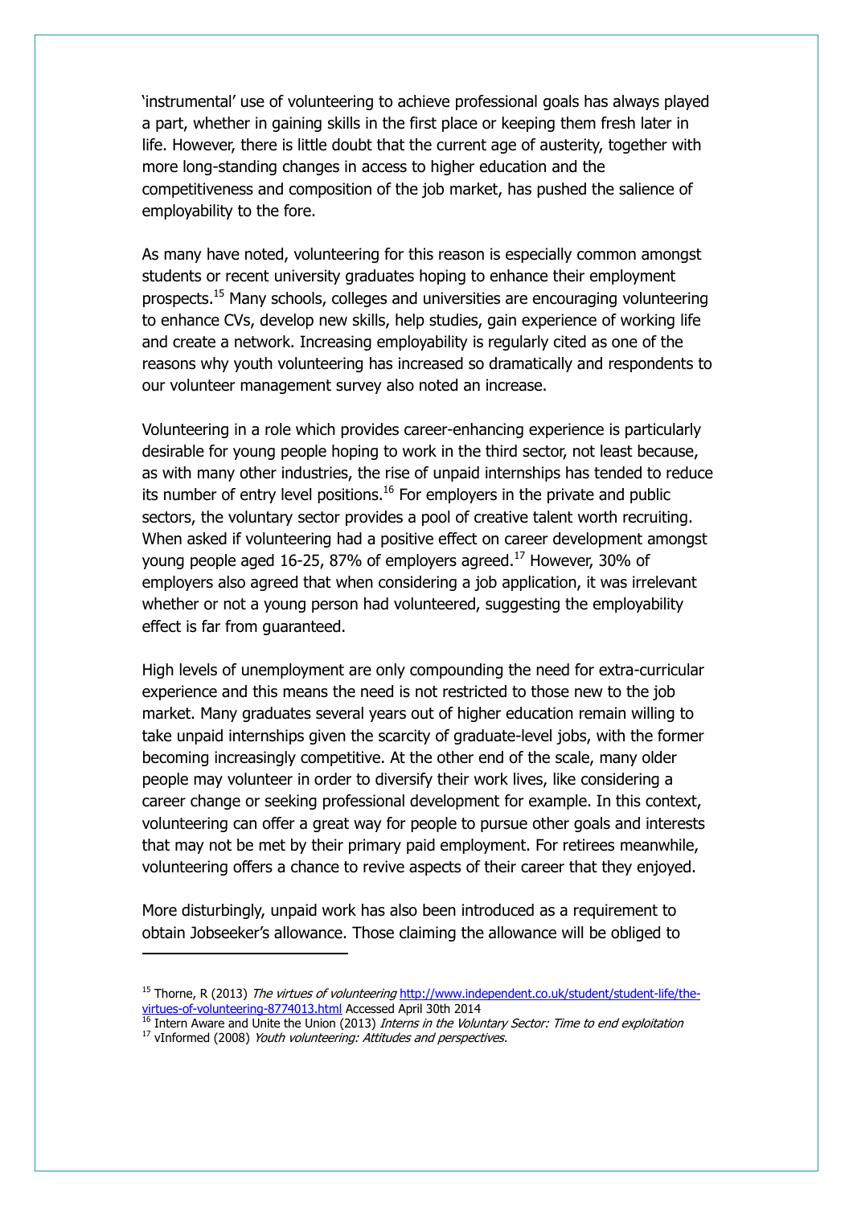'instrumental' use of volunteering to achieve professional goals has always played a part, whether in gaining skills in the first place or keeping them fresh later in life. However, there is little doubt that the current age of austerity, together with more long-standing changes in access to higher education and the competitiveness and composition of the job market, has pushed the salience of employability to the fore.

As many have noted, volunteering for this reason is especially common amongst students or recent university graduates hoping to enhance their employment prospects.[15] Many schools, colleges and universities are encouraging volunteering to enhance CVs, develop new skills, help studies, gain experience of working life and create a network. Increasing employability is regularly cited as one of the reasons why youth volunteering has increased so dramatically and respondents to our volunteer management survey also noted an increase.

Volunteering in a role which provides career-enhancing experience is particularly desirable for young people hoping to work in the third sector, not least because, as with many other industries, the rise of unpaid internships has tended to reduce its number of entry level positions.[16] For employers in the private and public sectors, the voluntary sector provides a pool of creative talent worth recruiting. When asked if volunteering had a positive effect on career development amongst young people aged 16-25, 87% of employers agreed.[17] However, 30% of employers also agreed that when considering a job application, it was irrelevant whether or not a young person had volunteered, suggesting the employability effect is far from guaranteed.

High levels of unemployment are only compounding the need for extra-curricular experience and this means the need is not restricted to those new to the job market. Many graduates several years out of higher education remain willing to take unpaid internships given the scarcity of graduate-level jobs, with the former becoming increasingly competitive. At the other end of the scale, many older people may volunteer in order to diversify their work lives, like considering a career change or seeking professional development for example. In this context, volunteering can offer a great way for people to pursue other goals and interests that may not be met by their primary paid employment. For retirees meanwhile, volunteering offers a chance to revive aspects of their career that they enjoyed.

More disturbingly, unpaid work has also been introduced as a requirement to obtain Jobseeker's allowance. Those claiming the allowance will be obliged to

---

[15] Thorne, R (2013) *The virtues of volunteering* http://www.independent.co.uk/student/student-life/the-virtues-of-volunteering-8774013.html Accessed April 30th 2014

[16] Intern Aware and Unite the Union (2013) *Interns in the Voluntary Sector: Time to end exploitation*

[17] vInformed (2008) *Youth volunteering: Attitudes and perspectives.*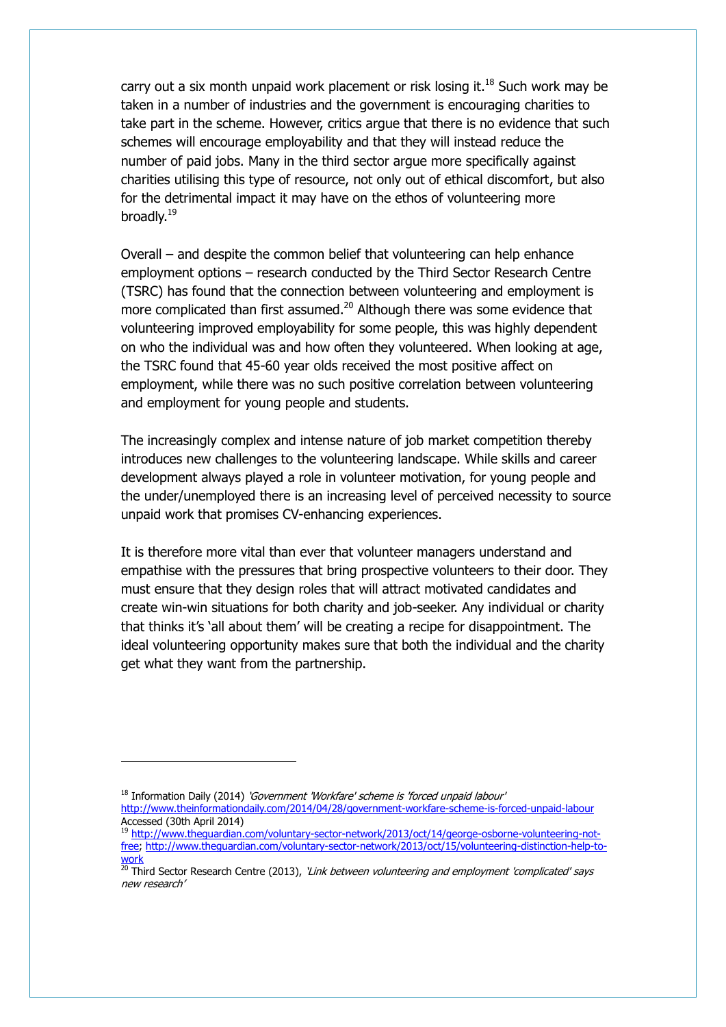carry out a six month unpaid work placement or risk losing it.[18] Such work may be taken in a number of industries and the government is encouraging charities to take part in the scheme. However, critics argue that there is no evidence that such schemes will encourage employability and that they will instead reduce the number of paid jobs. Many in the third sector argue more specifically against charities utilising this type of resource, not only out of ethical discomfort, but also for the detrimental impact it may have on the ethos of volunteering more broadly.[19]

Overall – and despite the common belief that volunteering can help enhance employment options – research conducted by the Third Sector Research Centre (TSRC) has found that the connection between volunteering and employment is more complicated than first assumed.[20] Although there was some evidence that volunteering improved employability for some people, this was highly dependent on who the individual was and how often they volunteered. When looking at age, the TSRC found that 45-60 year olds received the most positive affect on employment, while there was no such positive correlation between volunteering and employment for young people and students.

The increasingly complex and intense nature of job market competition thereby introduces new challenges to the volunteering landscape. While skills and career development always played a role in volunteer motivation, for young people and the under/unemployed there is an increasing level of perceived necessity to source unpaid work that promises CV-enhancing experiences.

It is therefore more vital than ever that volunteer managers understand and empathise with the pressures that bring prospective volunteers to their door. They must ensure that they design roles that will attract motivated candidates and create win-win situations for both charity and job-seeker. Any individual or charity that thinks it's 'all about them' will be creating a recipe for disappointment. The ideal volunteering opportunity makes sure that both the individual and the charity get what they want from the partnership.

---

[18] Information Daily (2014) *'Government 'Workfare' scheme is 'forced unpaid labour'* http://www.theinformationdaily.com/2014/04/28/government-workfare-scheme-is-forced-unpaid-labour Accessed (30th April 2014)

[19] http://www.theguardian.com/voluntary-sector-network/2013/oct/14/george-osborne-volunteering-not-free; http://www.theguardian.com/voluntary-sector-network/2013/oct/15/volunteering-distinction-help-to-work

[20] Third Sector Research Centre (2013), *'Link between volunteering and employment 'complicated' says new research'*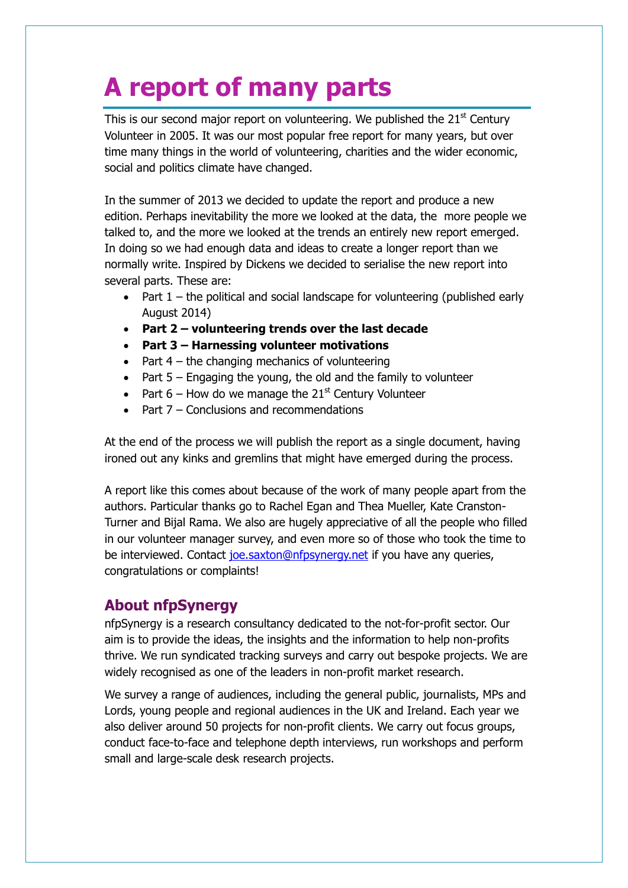# A report of many parts

This is our second major report on volunteering. We published the 21st Century Volunteer in 2005. It was our most popular free report for many years, but over time many things in the world of volunteering, charities and the wider economic, social and politics climate have changed.

In the summer of 2013 we decided to update the report and produce a new edition. Perhaps inevitability the more we looked at the data, the more people we talked to, and the more we looked at the trends an entirely new report emerged. In doing so we had enough data and ideas to create a longer report than we normally write. Inspired by Dickens we decided to serialise the new report into several parts. These are:

- Part 1 – the political and social landscape for volunteering (published early August 2014)
- **Part 2 – volunteering trends over the last decade**
- **Part 3 – Harnessing volunteer motivations**
- Part 4 – the changing mechanics of volunteering
- Part 5 – Engaging the young, the old and the family to volunteer
- Part 6 – How do we manage the 21st Century Volunteer
- Part 7 – Conclusions and recommendations

At the end of the process we will publish the report as a single document, having ironed out any kinks and gremlins that might have emerged during the process.

A report like this comes about because of the work of many people apart from the authors. Particular thanks go to Rachel Egan and Thea Mueller, Kate Cranston-Turner and Bijal Rama. We also are hugely appreciative of all the people who filled in our volunteer manager survey, and even more so of those who took the time to be interviewed. Contact joe.saxton@nfpsynergy.net if you have any queries, congratulations or complaints!

## About nfpSynergy

nfpSynergy is a research consultancy dedicated to the not-for-profit sector. Our aim is to provide the ideas, the insights and the information to help non-profits thrive. We run syndicated tracking surveys and carry out bespoke projects. We are widely recognised as one of the leaders in non-profit market research.

We survey a range of audiences, including the general public, journalists, MPs and Lords, young people and regional audiences in the UK and Ireland. Each year we also deliver around 50 projects for non-profit clients. We carry out focus groups, conduct face-to-face and telephone depth interviews, run workshops and perform small and large-scale desk research projects.